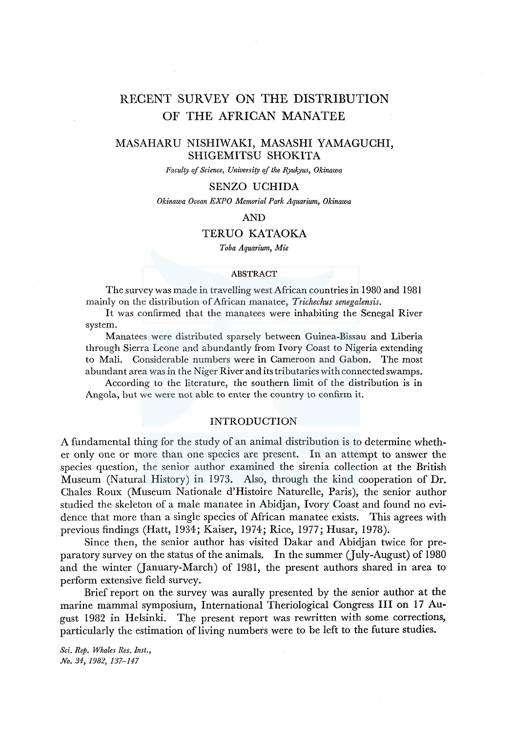# RECENT SURVEY ON THE DISTRIBUTION OF THE AFRICAN MANATEE

MASAHARU NISHIWAKI, MASASHI YAMAGUCHI, SHIGEMITSU SHOKITA

*Faculty of Science, University of the Ryukyus, Okinawa*

SENZO UCHIDA

*Okinawa Ocean EXPO Memorial Park Aquarium, Okinawa*

AND

TERUO KATAOKA

*Toba Aquarium, Mie*

## ABSTRACT

The survey was made in travelling west African countries in 1980 and 1981 mainly on the distribution of African manatee, *Trichechus senegalensis*.

It was confirmed that the manatees were inhabiting the Senegal River system.

Manatees were distributed sparsely between Guinea-Bissau and Liberia through Sierra Leone and abundantly from Ivory Coast to Nigeria extending to Mali. Considerable numbers were in Cameroon and Gabon. The most abundant area was in the Niger River and its tributaries with connected swamps.

According to the literature, the southern limit of the distribution is in Angola, but we were not able to enter the country to confirm it.

## INTRODUCTION

A fundamental thing for the study of an animal distribution is to determine whether only one or more than one species are present. In an attempt to answer the species question, the senior author examined the sirenia collection at the British Museum (Natural History) in 1973. Also, through the kind cooperation of Dr. Chales Roux (Museum Nationale d'Histoire Naturelle, Paris), the senior author studied the skeleton of a male manatee in Abidjan, Ivory Coast and found no evidence that more than a single species of African manatee exists. This agrees with previous findings (Hatt, 1934; Kaiser, 1974; Rice, 1977; Husar, 1978).

Since then, the senior author has visited Dakar and Abidjan twice for preparatory survey on the status of the animals. In the summer (July-August) of 1980 and the winter (January-March) of 1981, the present authors shared in area to perform extensive field survey.

Brief report on the survey was aurally presented by the senior author at the marine mammal symposium, International Theriological Congress III on 17 August 1982 in Helsinki. The present report was rewritten with some corrections, particularly the estimation of living numbers were to be left to the future studies.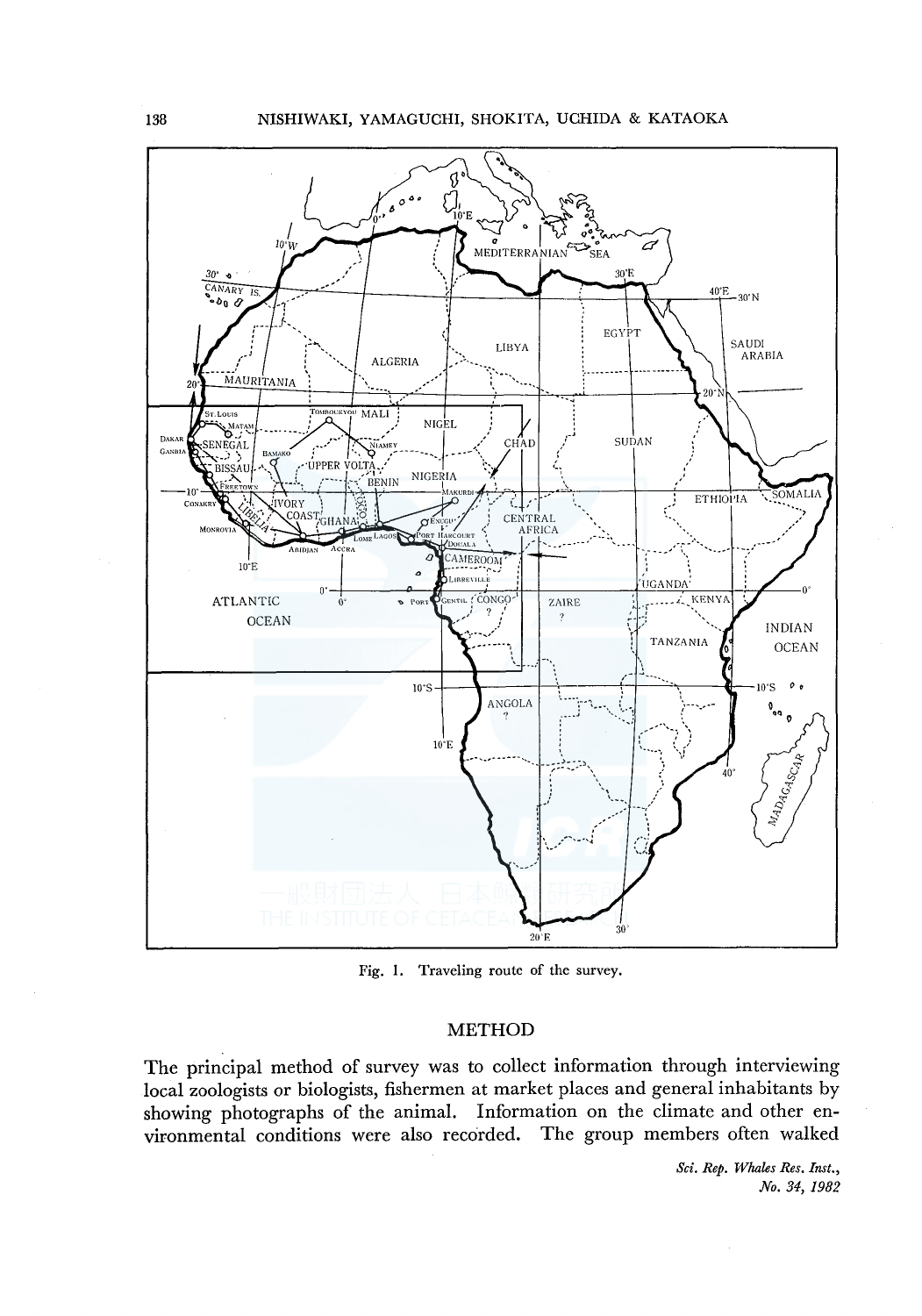Fig. 1. Traveling route of the survey.

## METHOD

The principal method of survey was to collect information through interviewing local zoologists or biologists, fishermen at market places and general inhabitants by showing photographs of the animal. Information on the climate and other environmental conditions were also recorded. The group members often walked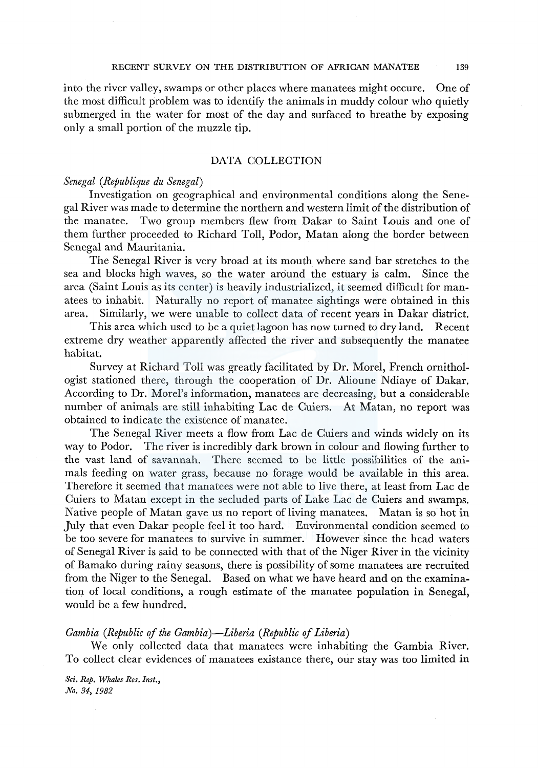into the river valley, swamps or other places where manatees might occure. One of the most difficult problem was to identify the animals in muddy colour who quietly submerged in the water for most of the day and surfaced to breathe by exposing only a small portion of the muzzle tip.

## DATA COLLECTION

*Senegal (Republique du Senegal)*

Investigation on geographical and environmental conditions along the Senegal River was made to determine the northern and western limit of the distribution of the manatee. Two group members flew from Dakar to Saint Louis and one of them further proceeded to Richard Toll, Podor, Matan along the border between Senegal and Mauritania.

The Senegal River is very broad at its mouth where sand bar stretches to the sea and blocks high waves, so the water around the estuary is calm. Since the area (Saint Louis as its center) is heavily industrialized, it seemed difficult for manatees to inhabit. Naturally no report of manatee sightings were obtained in this area. Similarly, we were unable to collect data of recent years in Dakar district.

This area which used to be a quiet lagoon has now turned to dry land. Recent extreme dry weather apparently affected the river and subsequently the manatee habitat.

Survey at Richard Toll was greatly facilitated by Dr. Morel, French ornithologist stationed there, through the cooperation of Dr. Alioune Ndiaye of Dakar. According to Dr. Morel's information, manatees are decreasing, but a considerable number of animals are still inhabiting Lac de Cuiers. At Matan, no report was obtained to indicate the existence of manatee.

The Senegal River meets a flow from Lac de Cuiers and winds widely on its way to Podor. The river is incredibly dark brown in colour and flowing further to the vast land of savannah. There seemed to be little possibilities of the animals feeding on water grass, because no forage would be available in this area. Therefore it seemed that manatees were not able to live there, at least from Lac de Cuiers to Matan except in the secluded parts of Lake Lac de Cuiers and swamps. Native people of Matan gave us no report of living manatees. Matan is so hot in July that even Dakar people feel it too hard. Environmental condition seemed to be too severe for manatees to survive in summer. However since the head waters of Senegal River is said to be connected with that of the Niger River in the vicinity of Bamako during rainy seasons, there is possibility of some manatees are recruited from the Niger to the Senegal. Based on what we have heard and on the examination of local conditions, a rough estimate of the manatee population in Senegal, would be a few hundred.

*Gambia (Republic of the Gambia)—Liberia (Republic of Liberia)*

We only collected data that manatees were inhabiting the Gambia River. To collect clear evidences of manatees existance there, our stay was too limited in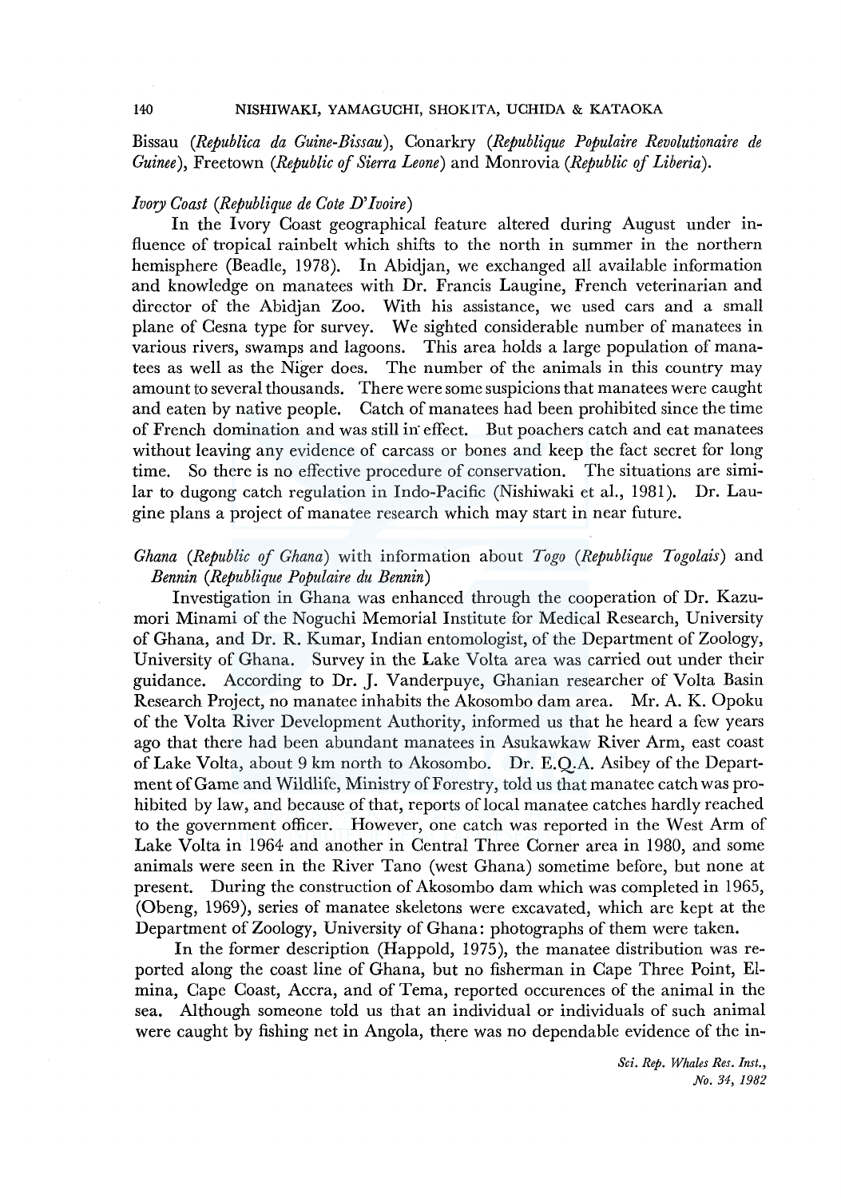Bissau (*Republica da Guine-Bissau*), Conarkry (*Republique Populaire Revolutionaire de Guinee*), Freetown (*Republic of Sierra Leone*) and Monrovia (*Republic of Liberia*).

*Ivory Coast (Republique de Cote D'Ivoire)*

In the Ivory Coast geographical feature altered during August under influence of tropical rainbelt which shifts to the north in summer in the northern hemisphere (Beadle, 1978). In Abidjan, we exchanged all available information and knowledge on manatees with Dr. Francis Laugine, French veterinarian and director of the Abidjan Zoo. With his assistance, we used cars and a small plane of Cesna type for survey. We sighted considerable number of manatees in various rivers, swamps and lagoons. This area holds a large population of manatees as well as the Niger does. The number of the animals in this country may amount to several thousands. There were some suspicions that manatees were caught and eaten by native people. Catch of manatees had been prohibited since the time of French domination and was still in effect. But poachers catch and eat manatees without leaving any evidence of carcass or bones and keep the fact secret for long time. So there is no effective procedure of conservation. The situations are similar to dugong catch regulation in Indo-Pacific (Nishiwaki et al., 1981). Dr. Laugine plans a project of manatee research which may start in near future.

*Ghana (Republic of Ghana)* with information about *Togo (Republique Togolais)* and *Bennin (Republique Populaire du Bennin)*

Investigation in Ghana was enhanced through the cooperation of Dr. Kazumori Minami of the Noguchi Memorial Institute for Medical Research, University of Ghana, and Dr. R. Kumar, Indian entomologist, of the Department of Zoology, University of Ghana. Survey in the Lake Volta area was carried out under their guidance. According to Dr. J. Vanderpuye, Ghanian researcher of Volta Basin Research Project, no manatee inhabits the Akosombo dam area. Mr. A. K. Opoku of the Volta River Development Authority, informed us that he heard a few years ago that there had been abundant manatees in Asukawkaw River Arm, east coast of Lake Volta, about 9 km north to Akosombo. Dr. E.Q.A. Asibey of the Department of Game and Wildlife, Ministry of Forestry, told us that manatee catch was prohibited by law, and because of that, reports of local manatee catches hardly reached to the government officer. However, one catch was reported in the West Arm of Lake Volta in 1964 and another in Central Three Corner area in 1980, and some animals were seen in the River Tano (west Ghana) sometime before, but none at present. During the construction of Akosombo dam which was completed in 1965, (Obeng, 1969), series of manatee skeletons were excavated, which are kept at the Department of Zoology, University of Ghana: photographs of them were taken.

In the former description (Happold, 1975), the manatee distribution was reported along the coast line of Ghana, but no fisherman in Cape Three Point, Elmina, Cape Coast, Accra, and of Tema, reported occurences of the animal in the sea. Although someone told us that an individual or individuals of such animal were caught by fishing net in Angola, there was no dependable evidence of the in-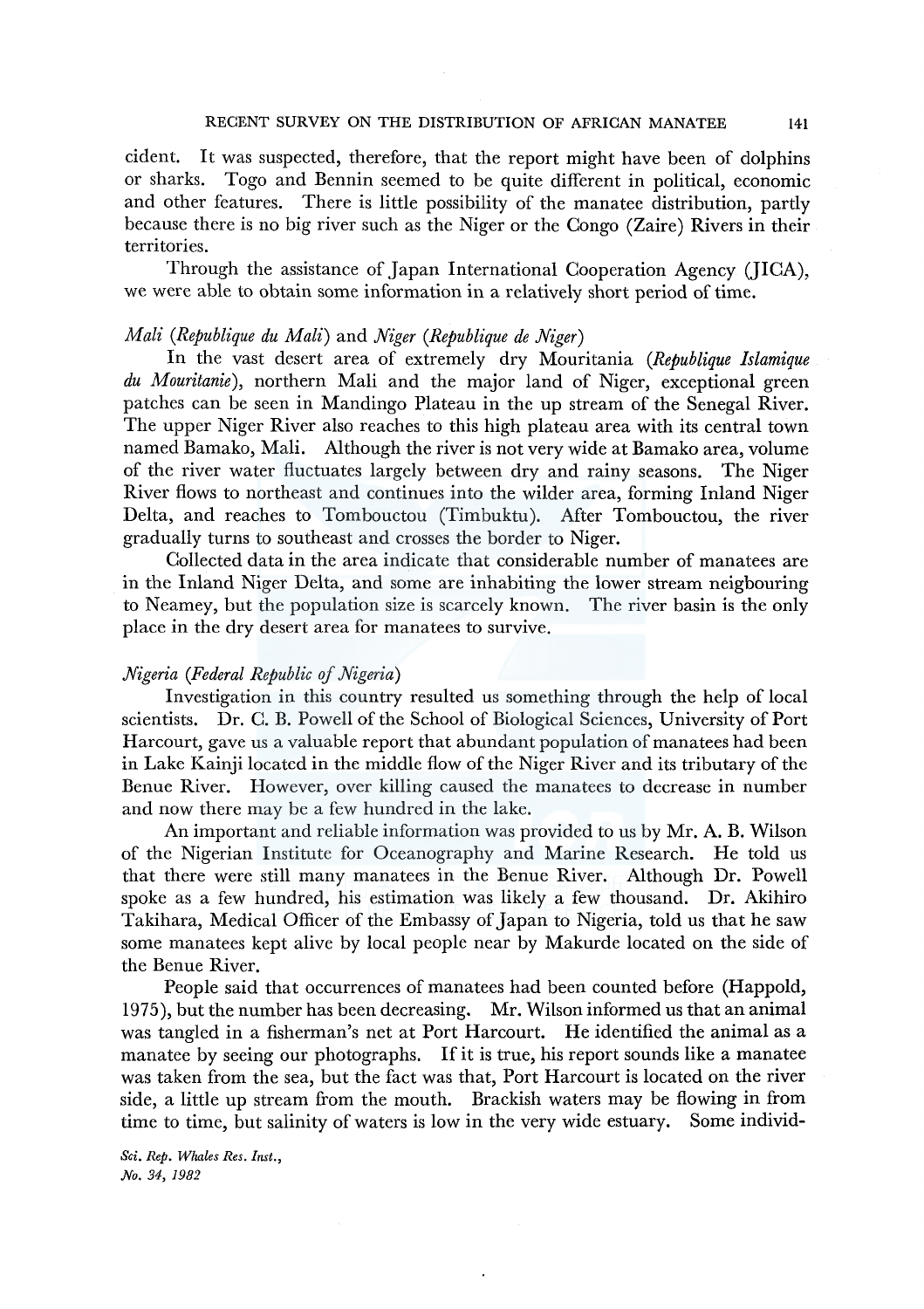cident. It was suspected, therefore, that the report might have been of dolphins or sharks. Togo and Bennin seemed to be quite different in political, economic and other features. There is little possibility of the manatee distribution, partly because there is no big river such as the Niger or the Congo (Zaire) Rivers in their territories.

Through the assistance of Japan International Cooperation Agency (JICA), we were able to obtain some information in a relatively short period of time.

*Mali* (*Republique du Mali*) and *Niger* (*Republique de Niger*)

In the vast desert area of extremely dry Mouritania (*Republique Islamique du Mouritanie*), northern Mali and the major land of Niger, exceptional green patches can be seen in Mandingo Plateau in the up stream of the Senegal River. The upper Niger River also reaches to this high plateau area with its central town named Bamako, Mali. Although the river is not very wide at Bamako area, volume of the river water fluctuates largely between dry and rainy seasons. The Niger River flows to northeast and continues into the wilder area, forming Inland Niger Delta, and reaches to Tombouctou (Timbuktu). After Tombouctou, the river gradually turns to southeast and crosses the border to Niger.

Collected data in the area indicate that considerable number of manatees are in the Inland Niger Delta, and some are inhabiting the lower stream neigbouring to Neamey, but the population size is scarcely known. The river basin is the only place in the dry desert area for manatees to survive.

*Nigeria* (*Federal Republic of Nigeria*)

Investigation in this country resulted us something through the help of local scientists. Dr. C. B. Powell of the School of Biological Sciences, University of Port Harcourt, gave us a valuable report that abundant population of manatees had been in Lake Kainji located in the middle flow of the Niger River and its tributary of the Benue River. However, over killing caused the manatees to decrease in number and now there may be a few hundred in the lake.

An important and reliable information was provided to us by Mr. A. B. Wilson of the Nigerian Institute for Oceanography and Marine Research. He told us that there were still many manatees in the Benue River. Although Dr. Powell spoke as a few hundred, his estimation was likely a few thousand. Dr. Akihiro Takihara, Medical Officer of the Embassy of Japan to Nigeria, told us that he saw some manatees kept alive by local people near by Makurde located on the side of the Benue River.

People said that occurrences of manatees had been counted before (Happold, 1975), but the number has been decreasing. Mr. Wilson informed us that an animal was tangled in a fisherman's net at Port Harcourt. He identified the animal as a manatee by seeing our photographs. If it is true, his report sounds like a manatee was taken from the sea, but the fact was that, Port Harcourt is located on the river side, a little up stream from the mouth. Brackish waters may be flowing in from time to time, but salinity of waters is low in the very wide estuary. Some individ-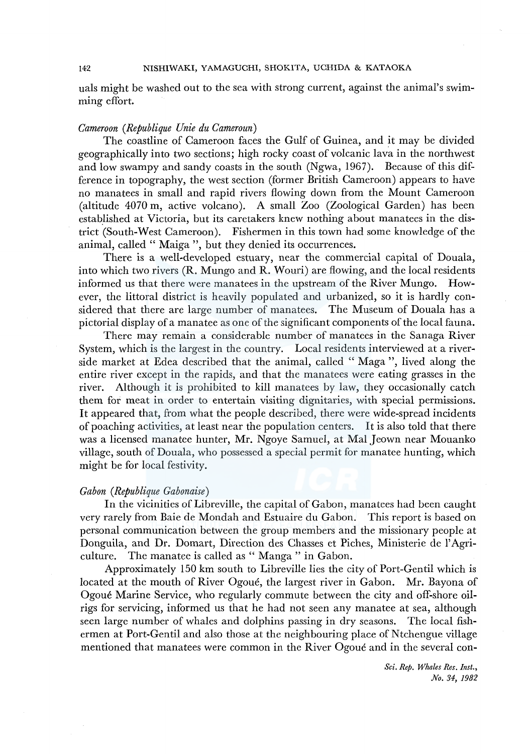uals might be washed out to the sea with strong current, against the animal's swimming effort.

*Cameroon (Republique Unie du Cameroun)*

The coastline of Cameroon faces the Gulf of Guinea, and it may be divided geographically into two sections; high rocky coast of volcanic lava in the northwest and low swampy and sandy coasts in the south (Ngwa, 1967). Because of this difference in topography, the west section (former British Cameroon) appears to have no manatees in small and rapid rivers flowing down from the Mount Cameroon (altitude 4070 m, active volcano). A small Zoo (Zoological Garden) has been established at Victoria, but its caretakers knew nothing about manatees in the district (South-West Cameroon). Fishermen in this town had some knowledge of the animal, called " Maiga ", but they denied its occurrences.

There is a well-developed estuary, near the commercial capital of Douala, into which two rivers (R. Mungo and R. Wouri) are flowing, and the local residents informed us that there were manatees in the upstream of the River Mungo. However, the littoral district is heavily populated and urbanized, so it is hardly considered that there are large number of manatees. The Museum of Douala has a pictorial display of a manatee as one of the significant components of the local fauna.

There may remain a considerable number of manatees in the Sanaga River System, which is the largest in the country. Local residents interviewed at a riverside market at Edea described that the animal, called " Maga ", lived along the entire river except in the rapids, and that the manatees were eating grasses in the river. Although it is prohibited to kill manatees by law, they occasionally catch them for meat in order to entertain visiting dignitaries, with special permissions. It appeared that, from what the people described, there were wide-spread incidents of poaching activities, at least near the population centers. It is also told that there was a licensed manatee hunter, Mr. Ngoye Samuel, at Mal Jeown near Mouanko village, south of Douala, who possessed a special permit for manatee hunting, which might be for local festivity.

*Gabon (Republique Gabonaise)*

In the vicinities of Libreville, the capital of Gabon, manatees had been caught very rarely from Baie de Mondah and Estuaire du Gabon. This report is based on personal communication between the group members and the missionary people at Donguila, and Dr. Domart, Direction des Chasses et Piches, Ministerie de l'Agriculture. The manatee is called as " Manga " in Gabon.

Approximately 150 km south to Libreville lies the city of Port-Gentil which is located at the mouth of River Ogoué, the largest river in Gabon. Mr. Bayona of Ogoué Marine Service, who regularly commute between the city and off-shore oil-rigs for servicing, informed us that he had not seen any manatee at sea, although seen large number of whales and dolphins passing in dry seasons. The local fishermen at Port-Gentil and also those at the neighbouring place of Ntchengue village mentioned that manatees were common in the River Ogoué and in the several con-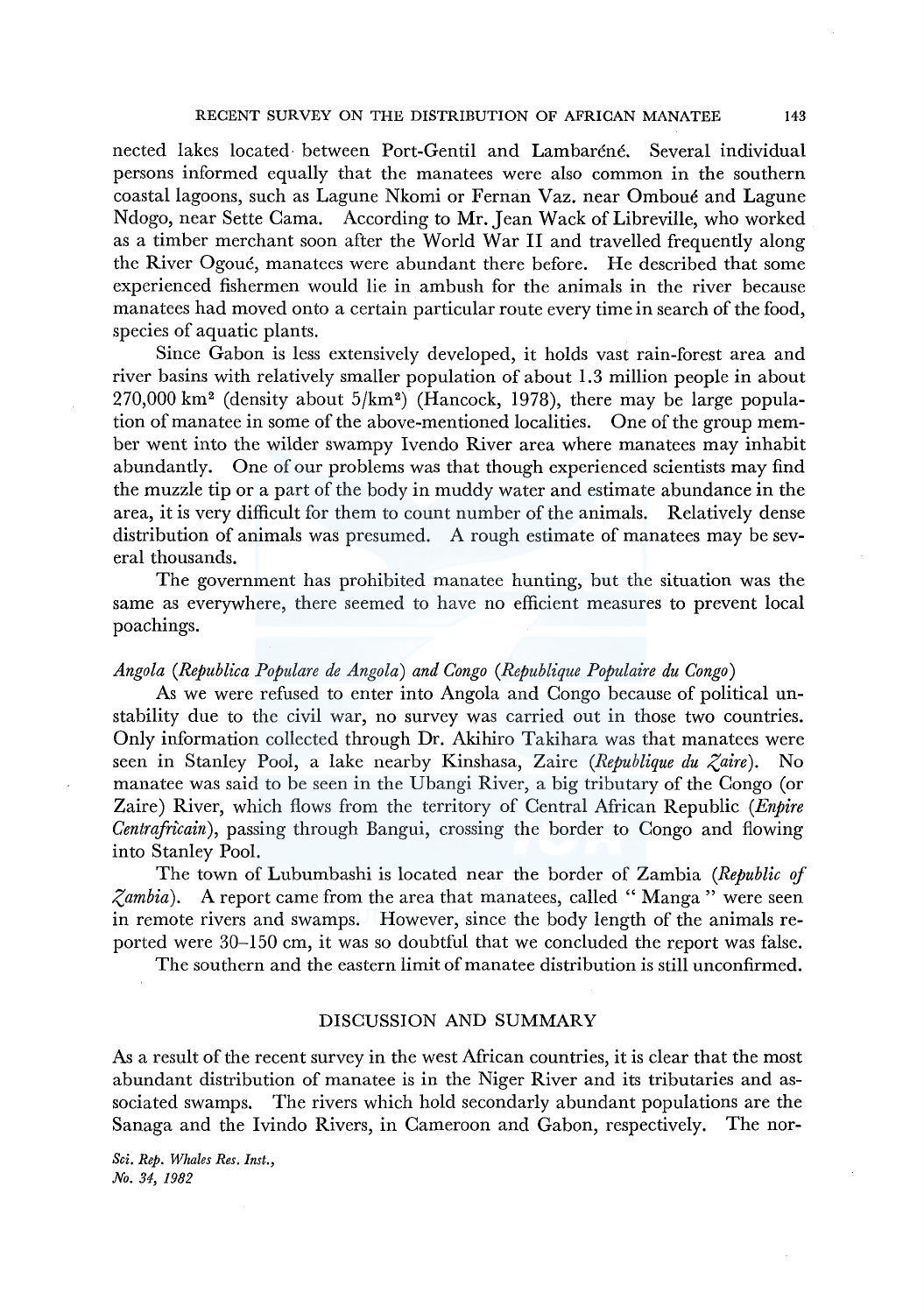nected lakes located between Port-Gentil and Lambaréné. Several individual persons informed equally that the manatees were also common in the southern coastal lagoons, such as Lagune Nkomi or Fernan Vaz. near Omboué and Lagune Ndogo, near Sette Cama. According to Mr. Jean Wack of Libreville, who worked as a timber merchant soon after the World War II and travelled frequently along the River Ogoué, manatees were abundant there before. He described that some experienced fishermen would lie in ambush for the animals in the river because manatees had moved onto a certain particular route every time in search of the food, species of aquatic plants.

Since Gabon is less extensively developed, it holds vast rain-forest area and river basins with relatively smaller population of about 1.3 million people in about 270,000 km$^2$ (density about 5/km$^2$) (Hancock, 1978), there may be large population of manatee in some of the above-mentioned localities. One of the group member went into the wilder swampy Ivendo River area where manatees may inhabit abundantly. One of our problems was that though experienced scientists may find the muzzle tip or a part of the body in muddy water and estimate abundance in the area, it is very difficult for them to count number of the animals. Relatively dense distribution of animals was presumed. A rough estimate of manatees may be several thousands.

The government has prohibited manatee hunting, but the situation was the same as everywhere, there seemed to have no efficient measures to prevent local poachings.

*Angola (Republica Populare de Angola) and Congo (Republique Populaire du Congo)*

As we were refused to enter into Angola and Congo because of political unstability due to the civil war, no survey was carried out in those two countries. Only information collected through Dr. Akihiro Takihara was that manatees were seen in Stanley Pool, a lake nearby Kinshasa, Zaire (*Republique du Zaire*). No manatee was said to be seen in the Ubangi River, a big tributary of the Congo (or Zaire) River, which flows from the territory of Central African Republic (*Enpire Centrafricain*), passing through Bangui, crossing the border to Congo and flowing into Stanley Pool.

The town of Lubumbashi is located near the border of Zambia (*Republic of Zambia*). A report came from the area that manatees, called " Manga " were seen in remote rivers and swamps. However, since the body length of the animals reported were 30–150 cm, it was so doubtful that we concluded the report was false.

The southern and the eastern limit of manatee distribution is still unconfirmed.

## DISCUSSION AND SUMMARY

As a result of the recent survey in the west African countries, it is clear that the most abundant distribution of manatee is in the Niger River and its tributaries and associated swamps. The rivers which hold secondarily abundant populations are the Sanaga and the Ivindo Rivers, in Cameroon and Gabon, respectively. The nor-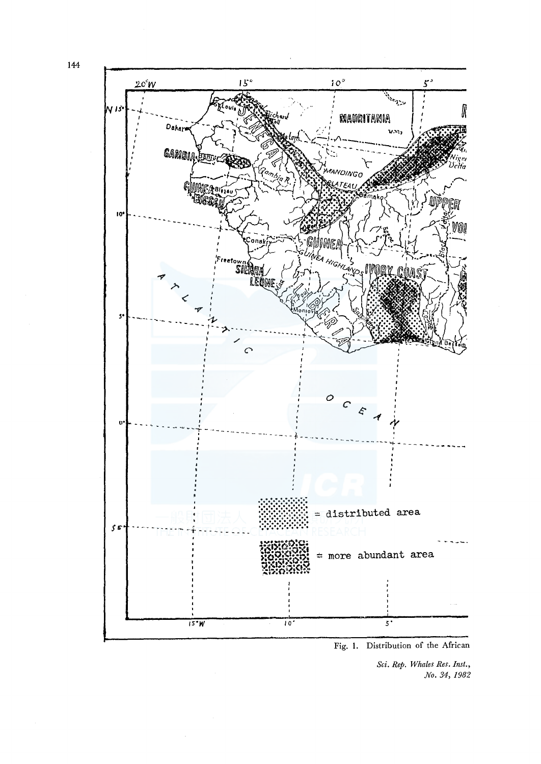Fig. 1. Distribution of the African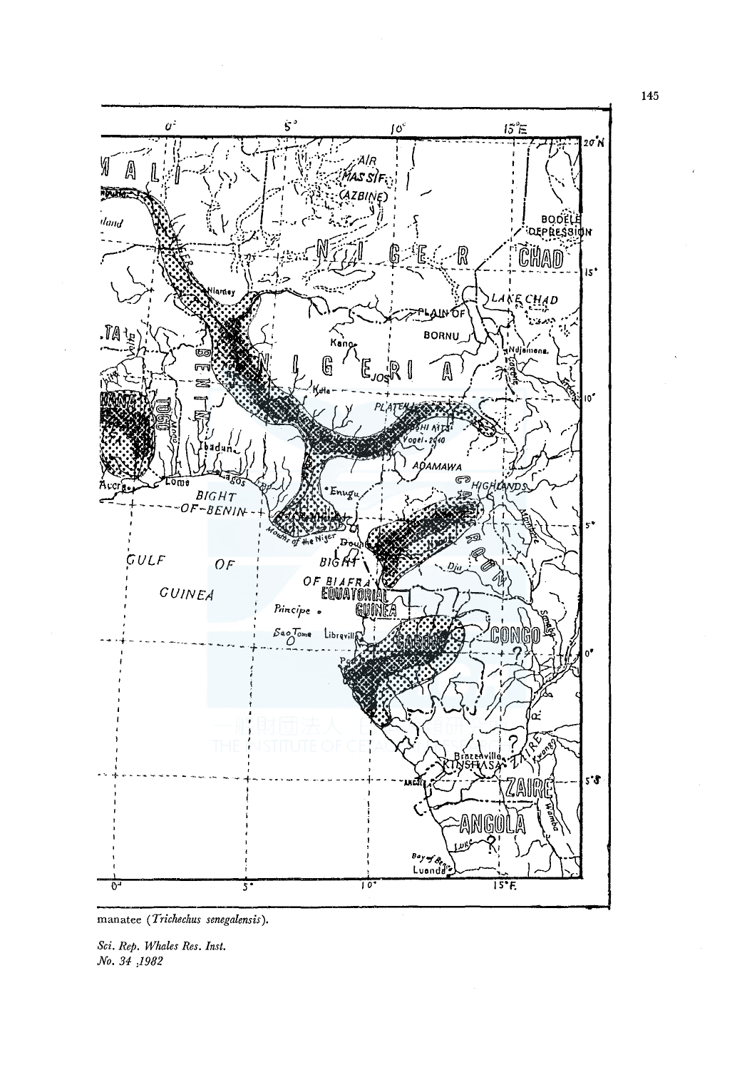manatee (*Trichechus senegalensis*).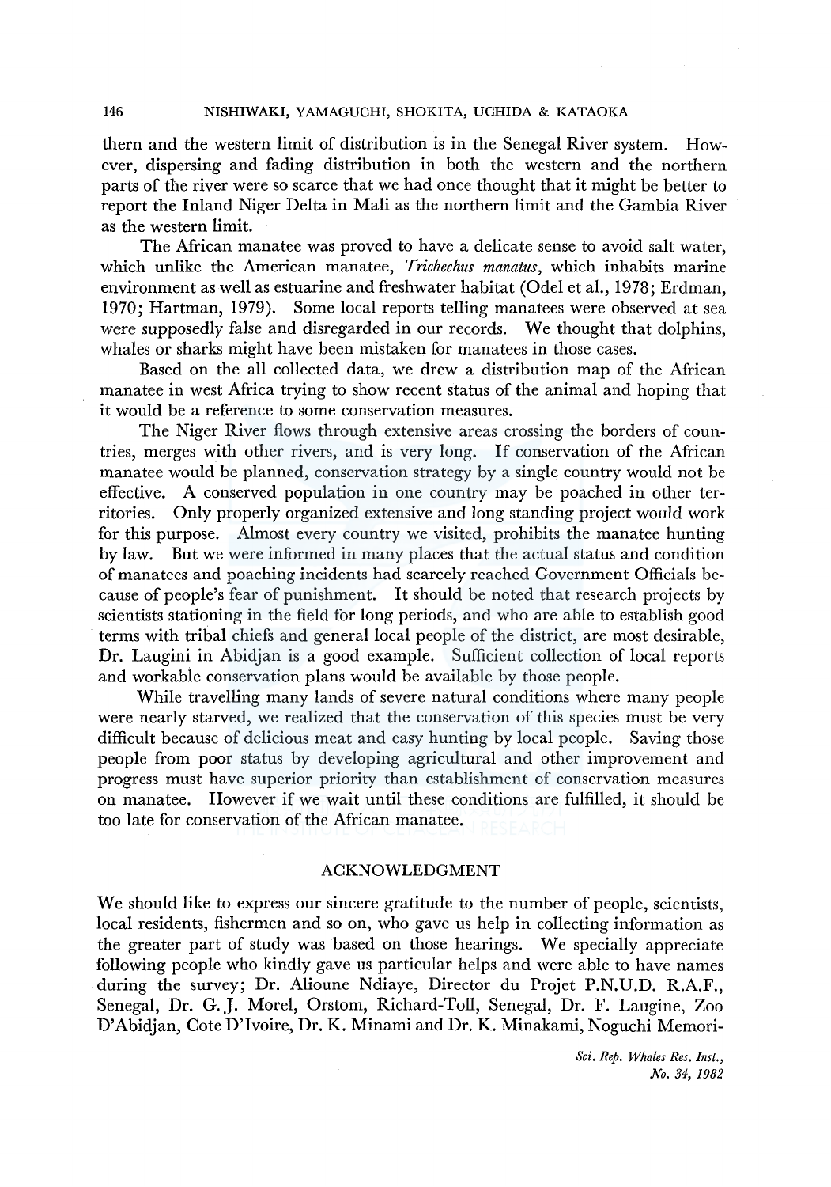thern and the western limit of distribution is in the Senegal River system. However, dispersing and fading distribution in both the western and the northern parts of the river were so scarce that we had once thought that it might be better to report the Inland Niger Delta in Mali as the northern limit and the Gambia River as the western limit.

The African manatee was proved to have a delicate sense to avoid salt water, which unlike the American manatee, *Trichechus manatus*, which inhabits marine environment as well as estuarine and freshwater habitat (Odel et al., 1978; Erdman, 1970; Hartman, 1979). Some local reports telling manatees were observed at sea were supposedly false and disregarded in our records. We thought that dolphins, whales or sharks might have been mistaken for manatees in those cases.

Based on the all collected data, we drew a distribution map of the African manatee in west Africa trying to show recent status of the animal and hoping that it would be a reference to some conservation measures.

The Niger River flows through extensive areas crossing the borders of countries, merges with other rivers, and is very long. If conservation of the African manatee would be planned, conservation strategy by a single country would not be effective. A conserved population in one country may be poached in other territories. Only properly organized extensive and long standing project would work for this purpose. Almost every country we visited, prohibits the manatee hunting by law. But we were informed in many places that the actual status and condition of manatees and poaching incidents had scarcely reached Government Officials because of people's fear of punishment. It should be noted that research projects by scientists stationing in the field for long periods, and who are able to establish good terms with tribal chiefs and general local people of the district, are most desirable, Dr. Laugini in Abidjan is a good example. Sufficient collection of local reports and workable conservation plans would be available by those people.

While travelling many lands of severe natural conditions where many people were nearly starved, we realized that the conservation of this species must be very difficult because of delicious meat and easy hunting by local people. Saving those people from poor status by developing agricultural and other improvement and progress must have superior priority than establishment of conservation measures on manatee. However if we wait until these conditions are fulfilled, it should be too late for conservation of the African manatee.

## ACKNOWLEDGMENT

We should like to express our sincere gratitude to the number of people, scientists, local residents, fishermen and so on, who gave us help in collecting information as the greater part of study was based on those hearings. We specially appreciate following people who kindly gave us particular helps and were able to have names during the survey; Dr. Alioune Ndiaye, Director du Projet P.N.U.D. R.A.F., Senegal, Dr. G. J. Morel, Orstom, Richard-Toll, Senegal, Dr. F. Laugine, Zoo D'Abidjan, Cote D'Ivoire, Dr. K. Minami and Dr. K. Minakami, Noguchi Memori-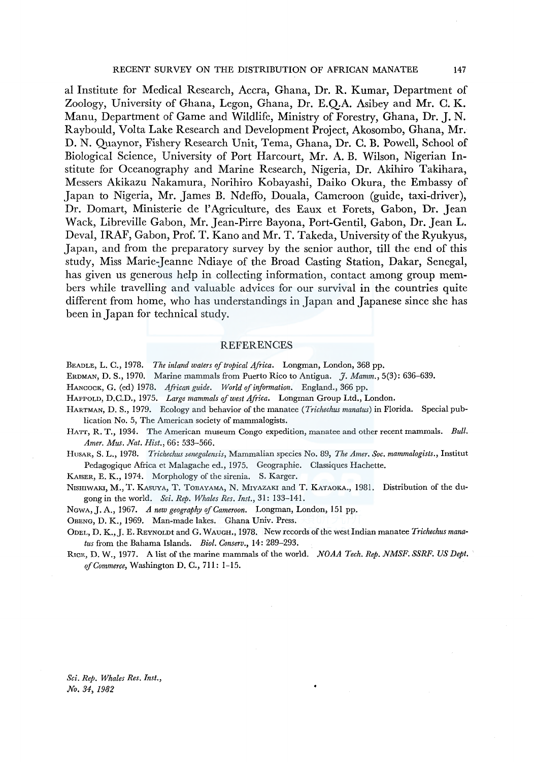al Institute for Medical Research, Accra, Ghana, Dr. R. Kumar, Department of Zoology, University of Ghana, Legon, Ghana, Dr. E.Q.A. Asibey and Mr. C. K. Manu, Department of Game and Wildlife, Ministry of Forestry, Ghana, Dr. J. N. Raybould, Volta Lake Research and Development Project, Akosombo, Ghana, Mr. D. N. Quaynor, Fishery Research Unit, Tema, Ghana, Dr. C. B. Powell, School of Biological Science, University of Port Harcourt, Mr. A. B. Wilson, Nigerian Institute for Oceanography and Marine Research, Nigeria, Dr. Akihiro Takihara, Messers Akikazu Nakamura, Norihiro Kobayashi, Daiko Okura, the Embassy of Japan to Nigeria, Mr. James B. Ndeffo, Douala, Cameroon (guide, taxi-driver), Dr. Domart, Ministerie de l'Agriculture, des Eaux et Forets, Gabon, Dr. Jean Wack, Libreville Gabon, Mr. Jean-Pirre Bayona, Port-Gentil, Gabon, Dr. Jean L. Deval, IRAF, Gabon, Prof. T. Kano and Mr. T. Takeda, University of the Ryukyus, Japan, and from the preparatory survey by the senior author, till the end of this study, Miss Marie-Jeanne Ndiaye of the Broad Casting Station, Dakar, Senegal, has given us generous help in collecting information, contact among group members while travelling and valuable advices for our survival in the countries quite different from home, who has understandings in Japan and Japanese since she has been in Japan for technical study.

## REFERENCES

Beadle, L. C., 1978. *The inland waters of tropical Africa.* Longman, London, 368 pp.

Erdman, D. S., 1970. Marine mammals from Puerto Rico to Antigua. *J. Mamm.*, 5(3): 636–639.

Hancock, G. (ed) 1978. *African guide. World of information.* England., 366 pp.

Happold, D.C.D., 1975. *Large mammals of west Africa.* Longman Group Ltd., London.

Hartman, D. S., 1979. Ecology and behavior of the manatee (*Trichechus manatus*) in Florida. Special publication No. 5, The American society of mammalogists.

Hatt, R. T., 1934. The American museum Congo expedition, manatee and other recent mammals. *Bull. Amer. Mus. Nat. Hist.*, 66: 533–566.

Husar, S. L., 1978. *Trichechus senegalensis*, Mammalian species No. 89, *The Amer. Soc. mammalogists.*, Institut Pedagogique Africa et Malagache ed., 1975. Geographie. Classiques Hachette.

Kaiser, E. K., 1974. Morphology of the sirenia. S. Karger.

Nishiwaki, M., T. Kasuya, T. Tobayama, N. Miyazaki and T. Kataoka., 1981. Distribution of the dugong in the world. *Sci. Rep. Whales Res. Inst.*, 31: 133–141.

Ngwa, J. A., 1967. *A new geography of Cameroon.* Longman, London, 151 pp.

Obeng, D. K., 1969. Man-made lakes. Ghana Univ. Press.

Odel, D. K., J. E. Reynoldt and G. Waugh., 1978. New records of the west Indian manatee *Trichechus manatus* from the Bahama Islands. *Biol. Conserv.*, 14: 289–293.

Rice, D. W., 1977. A list of the marine mammals of the world. *NOAA Tech. Rep. NMSF. SSRF. US Dept. of Commerce*, Washington D. C., 711: 1–15.